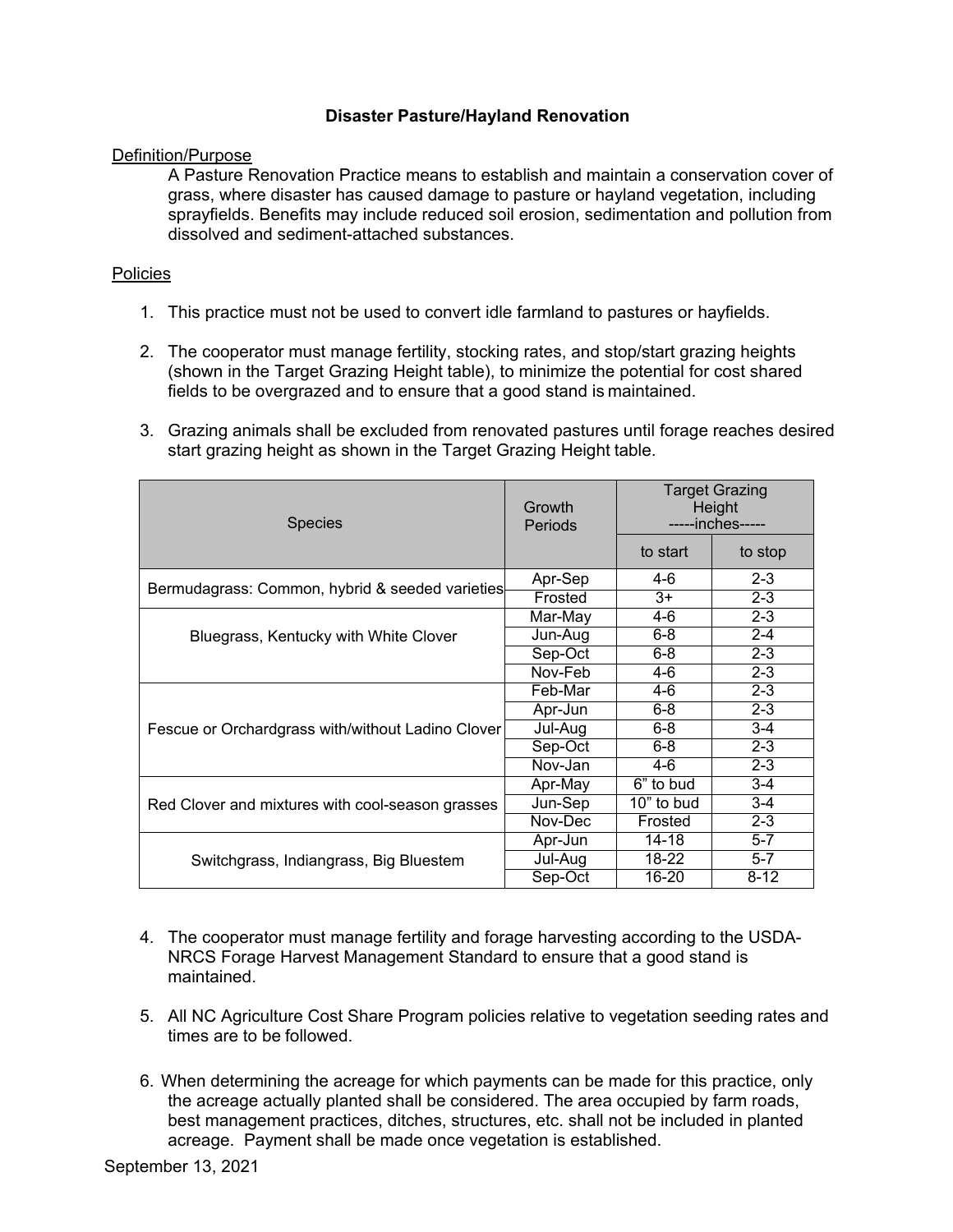# Disaster Pasture/Hayland Renovation

## Definition/Purpose

A Pasture Renovation Practice means to establish and maintain a conservation cover of grass, where disaster has caused damage to pasture or hayland vegetation, including sprayfields. Benefits may include reduced soil erosion, sedimentation and pollution from dissolved and sediment-attached substances.

## Policies

1. This practice must not be used to convert idle farmland to pastures or hayfields.

2. The cooperator must manage fertility, stocking rates, and stop/start grazing heights (shown in the Target Grazing Height table), to minimize the potential for cost shared fields to be overgrazed and to ensure that a good stand is maintained.

3. Grazing animals shall be excluded from renovated pastures until forage reaches desired start grazing height as shown in the Target Grazing Height table.

| Species | Growth Periods | Target Grazing Height -----inches----- | |
|---|---|---|---|
| | | to start | to stop |
| Bermudagrass: Common, hybrid & seeded varieties | Apr-Sep | 4-6 | 2-3 |
| | Frosted | 3+ | 2-3 |
| Bluegrass, Kentucky with White Clover | Mar-May | 4-6 | 2-3 |
| | Jun-Aug | 6-8 | 2-4 |
| | Sep-Oct | 6-8 | 2-3 |
| | Nov-Feb | 4-6 | 2-3 |
| Fescue or Orchardgrass with/without Ladino Clover | Feb-Mar | 4-6 | 2-3 |
| | Apr-Jun | 6-8 | 2-3 |
| | Jul-Aug | 6-8 | 3-4 |
| | Sep-Oct | 6-8 | 2-3 |
| | Nov-Jan | 4-6 | 2-3 |
| Red Clover and mixtures with cool-season grasses | Apr-May | 6" to bud | 3-4 |
| | Jun-Sep | 10" to bud | 3-4 |
| | Nov-Dec | Frosted | 2-3 |
| Switchgrass, Indiangrass, Big Bluestem | Apr-Jun | 14-18 | 5-7 |
| | Jul-Aug | 18-22 | 5-7 |
| | Sep-Oct | 16-20 | 8-12 |

4. The cooperator must manage fertility and forage harvesting according to the USDA-NRCS Forage Harvest Management Standard to ensure that a good stand is maintained.

5. All NC Agriculture Cost Share Program policies relative to vegetation seeding rates and times are to be followed.

6. When determining the acreage for which payments can be made for this practice, only the acreage actually planted shall be considered. The area occupied by farm roads, best management practices, ditches, structures, etc. shall not be included in planted acreage. Payment shall be made once vegetation is established.

September 13, 2021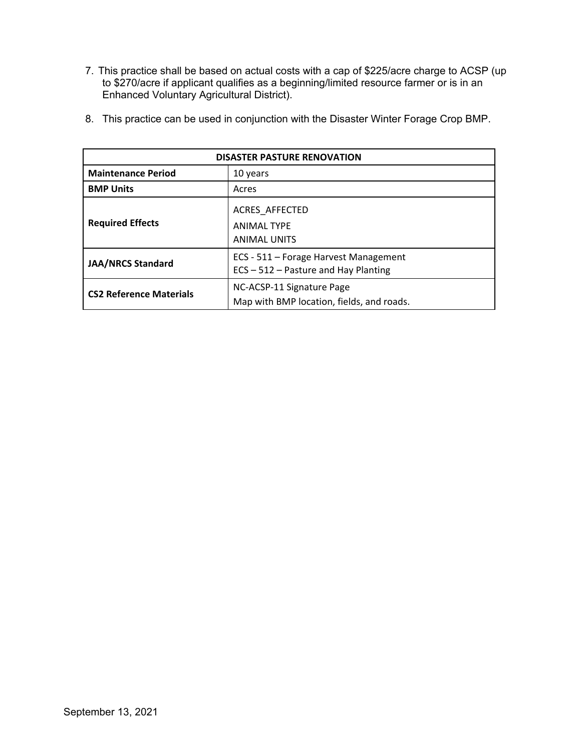7. This practice shall be based on actual costs with a cap of $225/acre charge to ACSP (up to $270/acre if applicant qualifies as a beginning/limited resource farmer or is in an Enhanced Voluntary Agricultural District).

8. This practice can be used in conjunction with the Disaster Winter Forage Crop BMP.

| DISASTER PASTURE RENOVATION | |
|---|---|
| **Maintenance Period** | 10 years |
| **BMP Units** | Acres |
| **Required Effects** | ACRES_AFFECTED<br>ANIMAL TYPE<br>ANIMAL UNITS |
| **JAA/NRCS Standard** | ECS - 511 – Forage Harvest Management<br>ECS – 512 – Pasture and Hay Planting |
| **CS2 Reference Materials** | NC-ACSP-11 Signature Page<br>Map with BMP location, fields, and roads. |

September 13, 2021